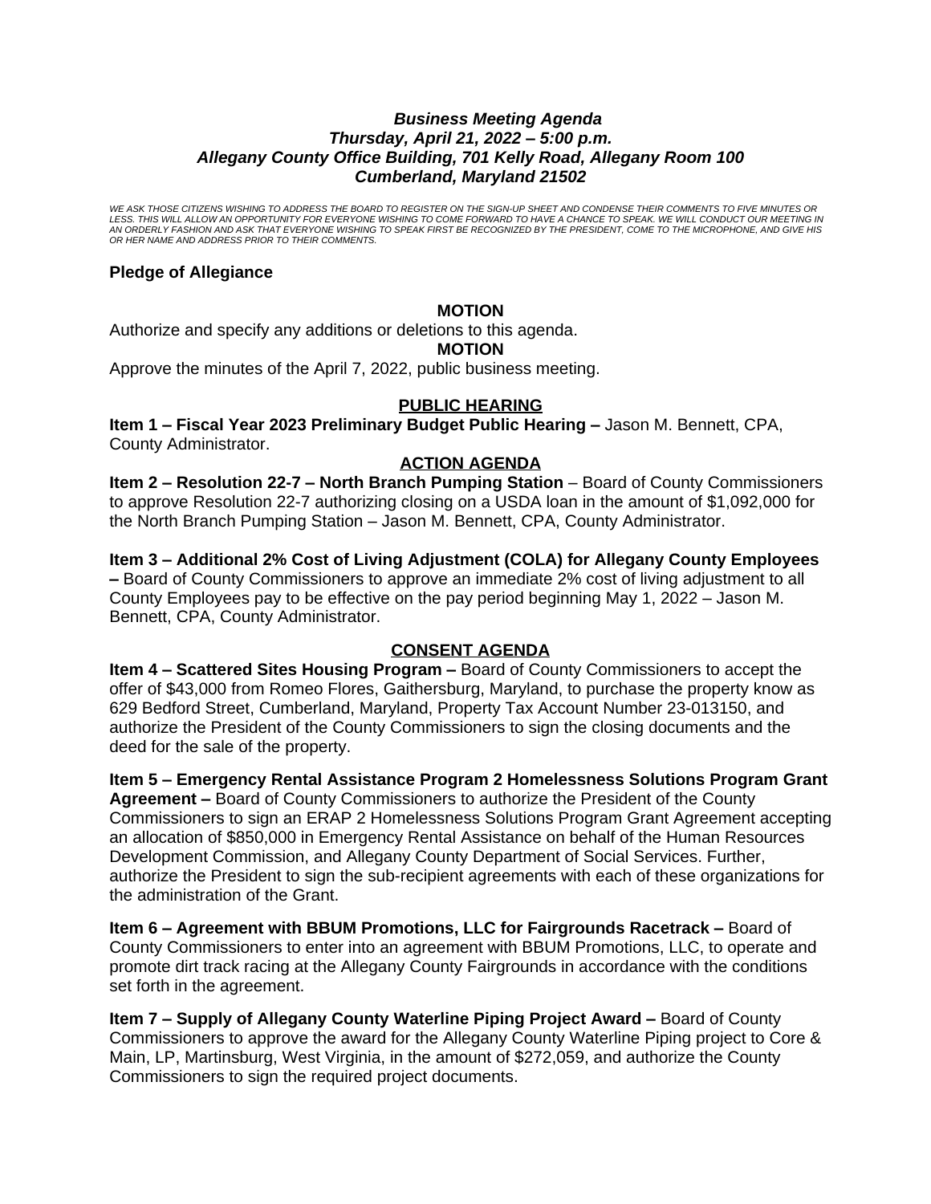***Business Meeting Agenda***
***Thursday, April 21, 2022 – 5:00 p.m.***
***Allegany County Office Building, 701 Kelly Road, Allegany Room 100***
***Cumberland, Maryland 21502***

*WE ASK THOSE CITIZENS WISHING TO ADDRESS THE BOARD TO REGISTER ON THE SIGN-UP SHEET AND CONDENSE THEIR COMMENTS TO FIVE MINUTES OR LESS. THIS WILL ALLOW AN OPPORTUNITY FOR EVERYONE WISHING TO COME FORWARD TO HAVE A CHANCE TO SPEAK. WE WILL CONDUCT OUR MEETING IN AN ORDERLY FASHION AND ASK THAT EVERYONE WISHING TO SPEAK FIRST BE RECOGNIZED BY THE PRESIDENT, COME TO THE MICROPHONE, AND GIVE HIS OR HER NAME AND ADDRESS PRIOR TO THEIR COMMENTS.*

**Pledge of Allegiance**

**MOTION**

Authorize and specify any additions or deletions to this agenda.

**MOTION**

Approve the minutes of the April 7, 2022, public business meeting.

**PUBLIC HEARING**

**Item 1 – Fiscal Year 2023 Preliminary Budget Public Hearing –** Jason M. Bennett, CPA, County Administrator.

**ACTION AGENDA**

**Item 2 – Resolution 22-7 – North Branch Pumping Station** – Board of County Commissioners to approve Resolution 22-7 authorizing closing on a USDA loan in the amount of $1,092,000 for the North Branch Pumping Station – Jason M. Bennett, CPA, County Administrator.

**Item 3 – Additional 2% Cost of Living Adjustment (COLA) for Allegany County Employees –** Board of County Commissioners to approve an immediate 2% cost of living adjustment to all County Employees pay to be effective on the pay period beginning May 1, 2022 – Jason M. Bennett, CPA, County Administrator.

**CONSENT AGENDA**

**Item 4 – Scattered Sites Housing Program –** Board of County Commissioners to accept the offer of $43,000 from Romeo Flores, Gaithersburg, Maryland, to purchase the property know as 629 Bedford Street, Cumberland, Maryland, Property Tax Account Number 23-013150, and authorize the President of the County Commissioners to sign the closing documents and the deed for the sale of the property.

**Item 5 – Emergency Rental Assistance Program 2 Homelessness Solutions Program Grant Agreement –** Board of County Commissioners to authorize the President of the County Commissioners to sign an ERAP 2 Homelessness Solutions Program Grant Agreement accepting an allocation of $850,000 in Emergency Rental Assistance on behalf of the Human Resources Development Commission, and Allegany County Department of Social Services. Further, authorize the President to sign the sub-recipient agreements with each of these organizations for the administration of the Grant.

**Item 6 – Agreement with BBUM Promotions, LLC for Fairgrounds Racetrack –** Board of County Commissioners to enter into an agreement with BBUM Promotions, LLC, to operate and promote dirt track racing at the Allegany County Fairgrounds in accordance with the conditions set forth in the agreement.

**Item 7 – Supply of Allegany County Waterline Piping Project Award –** Board of County Commissioners to approve the award for the Allegany County Waterline Piping project to Core & Main, LP, Martinsburg, West Virginia, in the amount of $272,059, and authorize the County Commissioners to sign the required project documents.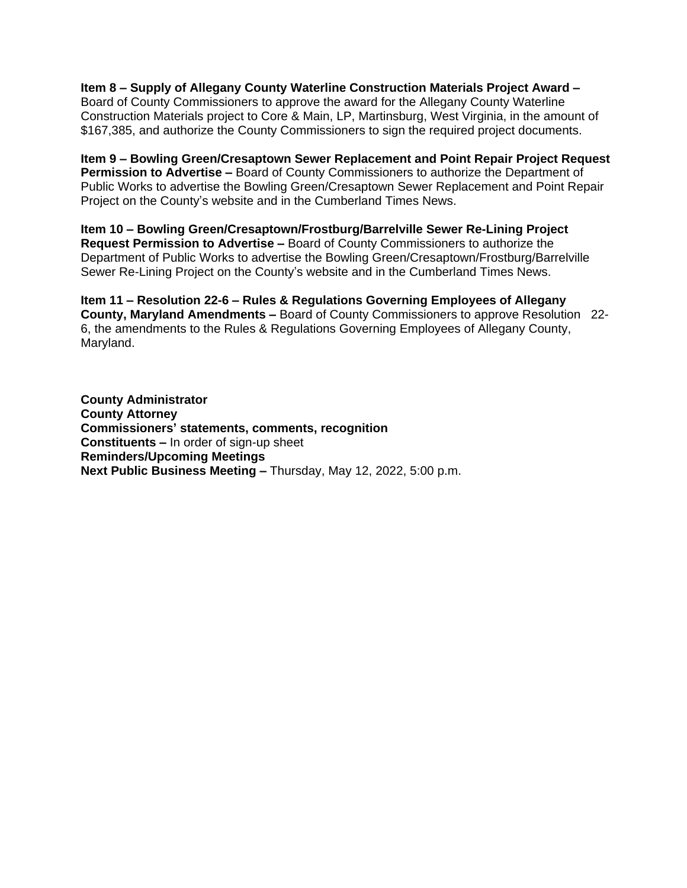**Item 8 – Supply of Allegany County Waterline Construction Materials Project Award –** Board of County Commissioners to approve the award for the Allegany County Waterline Construction Materials project to Core & Main, LP, Martinsburg, West Virginia, in the amount of $167,385, and authorize the County Commissioners to sign the required project documents.

**Item 9 – Bowling Green/Cresaptown Sewer Replacement and Point Repair Project Request Permission to Advertise –** Board of County Commissioners to authorize the Department of Public Works to advertise the Bowling Green/Cresaptown Sewer Replacement and Point Repair Project on the County's website and in the Cumberland Times News.

**Item 10 – Bowling Green/Cresaptown/Frostburg/Barrelville Sewer Re-Lining Project Request Permission to Advertise –** Board of County Commissioners to authorize the Department of Public Works to advertise the Bowling Green/Cresaptown/Frostburg/Barrelville Sewer Re-Lining Project on the County's website and in the Cumberland Times News.

**Item 11 – Resolution 22-6 – Rules & Regulations Governing Employees of Allegany County, Maryland Amendments –** Board of County Commissioners to approve Resolution 22-6, the amendments to the Rules & Regulations Governing Employees of Allegany County, Maryland.

**County Administrator**
**County Attorney**
**Commissioners' statements, comments, recognition**
**Constituents –** In order of sign-up sheet
**Reminders/Upcoming Meetings**
**Next Public Business Meeting –** Thursday, May 12, 2022, 5:00 p.m.